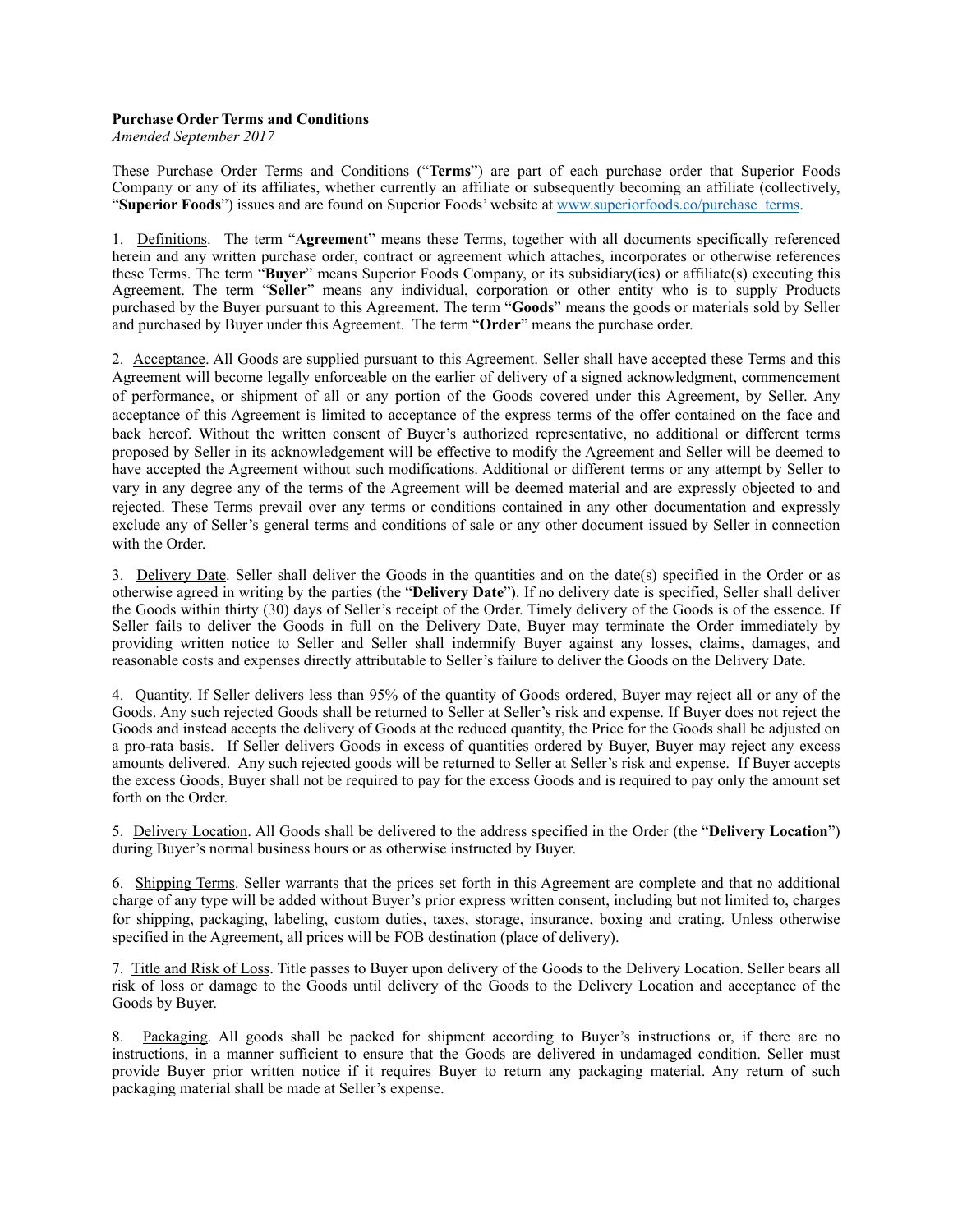**Purchase Order Terms and Conditions**

*Amended September 2017*

These Purchase Order Terms and Conditions ("**Terms**") are part of each purchase order that Superior Foods Company or any of its affiliates, whether currently an affiliate or subsequently becoming an affiliate (collectively, "**Superior Foods**") issues and are found on Superior Foods' website at www.superiorfoods.co/purchase_terms.

1. Definitions. The term "**Agreement**" means these Terms, together with all documents specifically referenced herein and any written purchase order, contract or agreement which attaches, incorporates or otherwise references these Terms. The term "**Buyer**" means Superior Foods Company, or its subsidiary(ies) or affiliate(s) executing this Agreement. The term "**Seller**" means any individual, corporation or other entity who is to supply Products purchased by the Buyer pursuant to this Agreement. The term "**Goods**" means the goods or materials sold by Seller and purchased by Buyer under this Agreement. The term "**Order**" means the purchase order.

2. Acceptance. All Goods are supplied pursuant to this Agreement. Seller shall have accepted these Terms and this Agreement will become legally enforceable on the earlier of delivery of a signed acknowledgment, commencement of performance, or shipment of all or any portion of the Goods covered under this Agreement, by Seller. Any acceptance of this Agreement is limited to acceptance of the express terms of the offer contained on the face and back hereof. Without the written consent of Buyer's authorized representative, no additional or different terms proposed by Seller in its acknowledgement will be effective to modify the Agreement and Seller will be deemed to have accepted the Agreement without such modifications. Additional or different terms or any attempt by Seller to vary in any degree any of the terms of the Agreement will be deemed material and are expressly objected to and rejected. These Terms prevail over any terms or conditions contained in any other documentation and expressly exclude any of Seller's general terms and conditions of sale or any other document issued by Seller in connection with the Order.

3. Delivery Date. Seller shall deliver the Goods in the quantities and on the date(s) specified in the Order or as otherwise agreed in writing by the parties (the "**Delivery Date**"). If no delivery date is specified, Seller shall deliver the Goods within thirty (30) days of Seller's receipt of the Order. Timely delivery of the Goods is of the essence. If Seller fails to deliver the Goods in full on the Delivery Date, Buyer may terminate the Order immediately by providing written notice to Seller and Seller shall indemnify Buyer against any losses, claims, damages, and reasonable costs and expenses directly attributable to Seller's failure to deliver the Goods on the Delivery Date.

4. Quantity. If Seller delivers less than 95% of the quantity of Goods ordered, Buyer may reject all or any of the Goods. Any such rejected Goods shall be returned to Seller at Seller's risk and expense. If Buyer does not reject the Goods and instead accepts the delivery of Goods at the reduced quantity, the Price for the Goods shall be adjusted on a pro-rata basis. If Seller delivers Goods in excess of quantities ordered by Buyer, Buyer may reject any excess amounts delivered. Any such rejected goods will be returned to Seller at Seller's risk and expense. If Buyer accepts the excess Goods, Buyer shall not be required to pay for the excess Goods and is required to pay only the amount set forth on the Order.

5. Delivery Location. All Goods shall be delivered to the address specified in the Order (the "**Delivery Location**") during Buyer's normal business hours or as otherwise instructed by Buyer.

6. Shipping Terms. Seller warrants that the prices set forth in this Agreement are complete and that no additional charge of any type will be added without Buyer's prior express written consent, including but not limited to, charges for shipping, packaging, labeling, custom duties, taxes, storage, insurance, boxing and crating. Unless otherwise specified in the Agreement, all prices will be FOB destination (place of delivery).

7. Title and Risk of Loss. Title passes to Buyer upon delivery of the Goods to the Delivery Location. Seller bears all risk of loss or damage to the Goods until delivery of the Goods to the Delivery Location and acceptance of the Goods by Buyer.

8. Packaging. All goods shall be packed for shipment according to Buyer's instructions or, if there are no instructions, in a manner sufficient to ensure that the Goods are delivered in undamaged condition. Seller must provide Buyer prior written notice if it requires Buyer to return any packaging material. Any return of such packaging material shall be made at Seller's expense.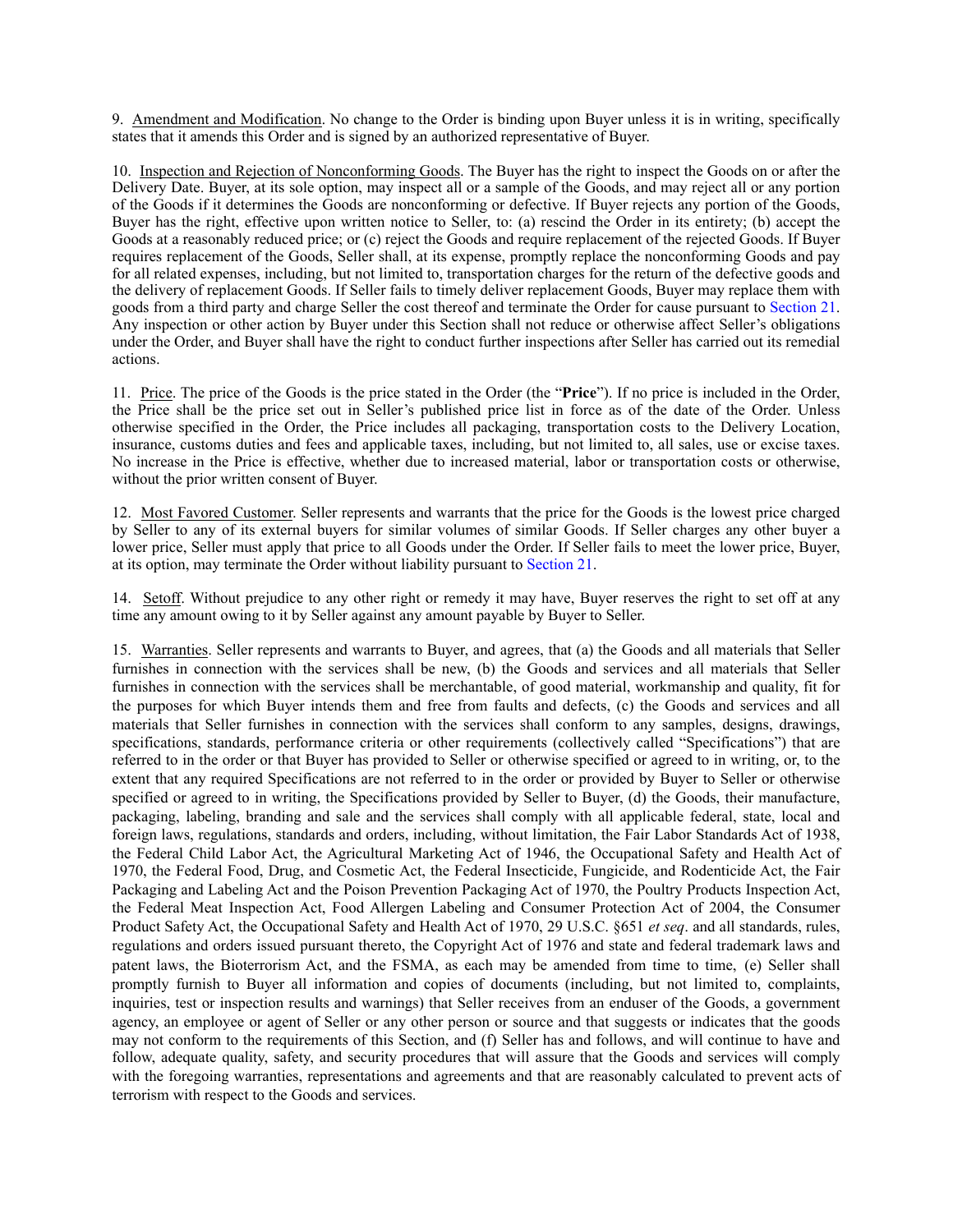9. Amendment and Modification. No change to the Order is binding upon Buyer unless it is in writing, specifically states that it amends this Order and is signed by an authorized representative of Buyer.

10. Inspection and Rejection of Nonconforming Goods. The Buyer has the right to inspect the Goods on or after the Delivery Date. Buyer, at its sole option, may inspect all or a sample of the Goods, and may reject all or any portion of the Goods if it determines the Goods are nonconforming or defective. If Buyer rejects any portion of the Goods, Buyer has the right, effective upon written notice to Seller, to: (a) rescind the Order in its entirety; (b) accept the Goods at a reasonably reduced price; or (c) reject the Goods and require replacement of the rejected Goods. If Buyer requires replacement of the Goods, Seller shall, at its expense, promptly replace the nonconforming Goods and pay for all related expenses, including, but not limited to, transportation charges for the return of the defective goods and the delivery of replacement Goods. If Seller fails to timely deliver replacement Goods, Buyer may replace them with goods from a third party and charge Seller the cost thereof and terminate the Order for cause pursuant to Section 21. Any inspection or other action by Buyer under this Section shall not reduce or otherwise affect Seller's obligations under the Order, and Buyer shall have the right to conduct further inspections after Seller has carried out its remedial actions.

11. Price. The price of the Goods is the price stated in the Order (the "**Price**"). If no price is included in the Order, the Price shall be the price set out in Seller's published price list in force as of the date of the Order. Unless otherwise specified in the Order, the Price includes all packaging, transportation costs to the Delivery Location, insurance, customs duties and fees and applicable taxes, including, but not limited to, all sales, use or excise taxes. No increase in the Price is effective, whether due to increased material, labor or transportation costs or otherwise, without the prior written consent of Buyer.

12. Most Favored Customer. Seller represents and warrants that the price for the Goods is the lowest price charged by Seller to any of its external buyers for similar volumes of similar Goods. If Seller charges any other buyer a lower price, Seller must apply that price to all Goods under the Order. If Seller fails to meet the lower price, Buyer, at its option, may terminate the Order without liability pursuant to Section 21.

14. Setoff. Without prejudice to any other right or remedy it may have, Buyer reserves the right to set off at any time any amount owing to it by Seller against any amount payable by Buyer to Seller.

15. Warranties. Seller represents and warrants to Buyer, and agrees, that (a) the Goods and all materials that Seller furnishes in connection with the services shall be new, (b) the Goods and services and all materials that Seller furnishes in connection with the services shall be merchantable, of good material, workmanship and quality, fit for the purposes for which Buyer intends them and free from faults and defects, (c) the Goods and services and all materials that Seller furnishes in connection with the services shall conform to any samples, designs, drawings, specifications, standards, performance criteria or other requirements (collectively called "Specifications") that are referred to in the order or that Buyer has provided to Seller or otherwise specified or agreed to in writing, or, to the extent that any required Specifications are not referred to in the order or provided by Buyer to Seller or otherwise specified or agreed to in writing, the Specifications provided by Seller to Buyer, (d) the Goods, their manufacture, packaging, labeling, branding and sale and the services shall comply with all applicable federal, state, local and foreign laws, regulations, standards and orders, including, without limitation, the Fair Labor Standards Act of 1938, the Federal Child Labor Act, the Agricultural Marketing Act of 1946, the Occupational Safety and Health Act of 1970, the Federal Food, Drug, and Cosmetic Act, the Federal Insecticide, Fungicide, and Rodenticide Act, the Fair Packaging and Labeling Act and the Poison Prevention Packaging Act of 1970, the Poultry Products Inspection Act, the Federal Meat Inspection Act, Food Allergen Labeling and Consumer Protection Act of 2004, the Consumer Product Safety Act, the Occupational Safety and Health Act of 1970, 29 U.S.C. §651 *et seq*. and all standards, rules, regulations and orders issued pursuant thereto, the Copyright Act of 1976 and state and federal trademark laws and patent laws, the Bioterrorism Act, and the FSMA, as each may be amended from time to time, (e) Seller shall promptly furnish to Buyer all information and copies of documents (including, but not limited to, complaints, inquiries, test or inspection results and warnings) that Seller receives from an enduser of the Goods, a government agency, an employee or agent of Seller or any other person or source and that suggests or indicates that the goods may not conform to the requirements of this Section, and (f) Seller has and follows, and will continue to have and follow, adequate quality, safety, and security procedures that will assure that the Goods and services will comply with the foregoing warranties, representations and agreements and that are reasonably calculated to prevent acts of terrorism with respect to the Goods and services.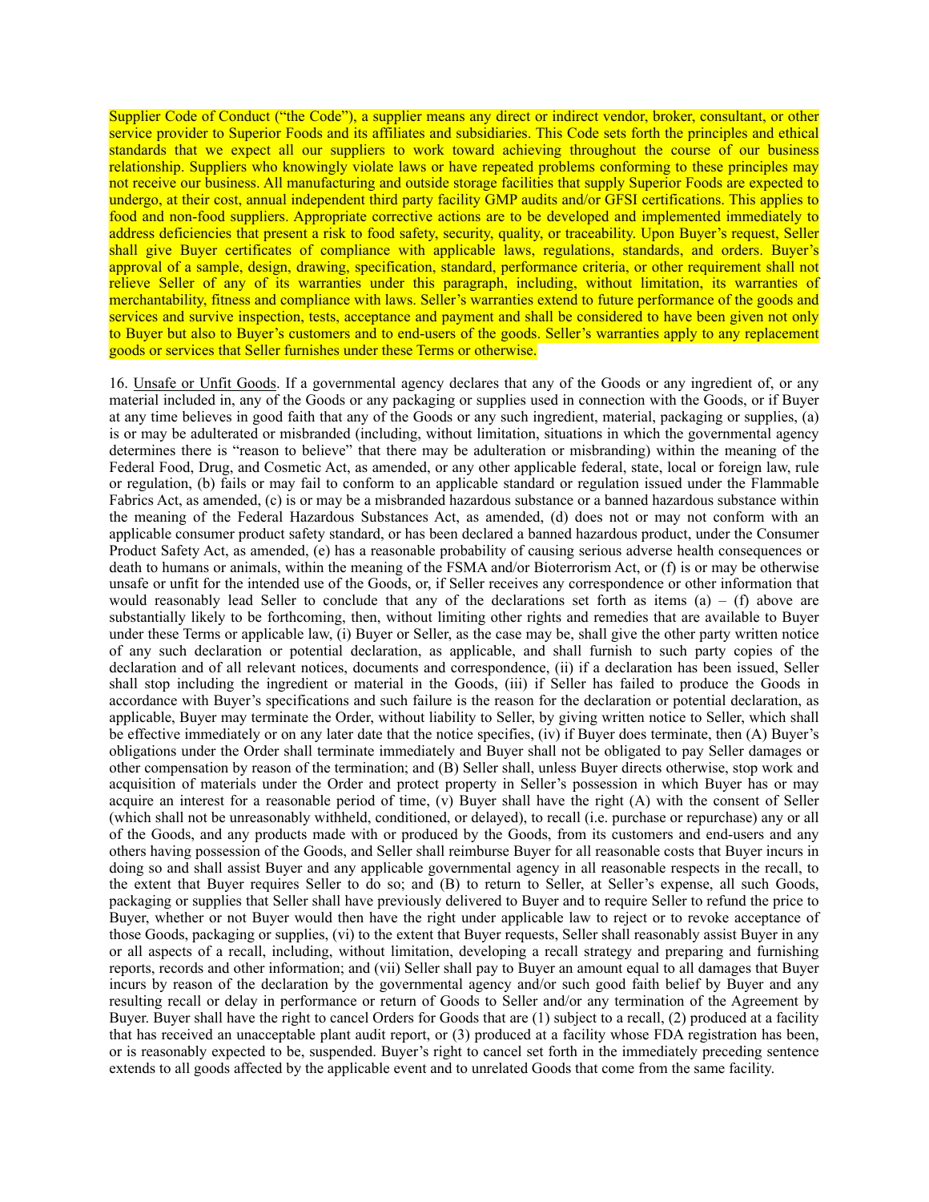Supplier Code of Conduct ("the Code"), a supplier means any direct or indirect vendor, broker, consultant, or other service provider to Superior Foods and its affiliates and subsidiaries. This Code sets forth the principles and ethical standards that we expect all our suppliers to work toward achieving throughout the course of our business relationship. Suppliers who knowingly violate laws or have repeated problems conforming to these principles may not receive our business. All manufacturing and outside storage facilities that supply Superior Foods are expected to undergo, at their cost, annual independent third party facility GMP audits and/or GFSI certifications. This applies to food and non-food suppliers. Appropriate corrective actions are to be developed and implemented immediately to address deficiencies that present a risk to food safety, security, quality, or traceability. Upon Buyer's request, Seller shall give Buyer certificates of compliance with applicable laws, regulations, standards, and orders. Buyer's approval of a sample, design, drawing, specification, standard, performance criteria, or other requirement shall not relieve Seller of any of its warranties under this paragraph, including, without limitation, its warranties of merchantability, fitness and compliance with laws. Seller's warranties extend to future performance of the goods and services and survive inspection, tests, acceptance and payment and shall be considered to have been given not only to Buyer but also to Buyer's customers and to end-users of the goods. Seller's warranties apply to any replacement goods or services that Seller furnishes under these Terms or otherwise.

16. Unsafe or Unfit Goods. If a governmental agency declares that any of the Goods or any ingredient of, or any material included in, any of the Goods or any packaging or supplies used in connection with the Goods, or if Buyer at any time believes in good faith that any of the Goods or any such ingredient, material, packaging or supplies, (a) is or may be adulterated or misbranded (including, without limitation, situations in which the governmental agency determines there is "reason to believe" that there may be adulteration or misbranding) within the meaning of the Federal Food, Drug, and Cosmetic Act, as amended, or any other applicable federal, state, local or foreign law, rule or regulation, (b) fails or may fail to conform to an applicable standard or regulation issued under the Flammable Fabrics Act, as amended, (c) is or may be a misbranded hazardous substance or a banned hazardous substance within the meaning of the Federal Hazardous Substances Act, as amended, (d) does not or may not conform with an applicable consumer product safety standard, or has been declared a banned hazardous product, under the Consumer Product Safety Act, as amended, (e) has a reasonable probability of causing serious adverse health consequences or death to humans or animals, within the meaning of the FSMA and/or Bioterrorism Act, or (f) is or may be otherwise unsafe or unfit for the intended use of the Goods, or, if Seller receives any correspondence or other information that would reasonably lead Seller to conclude that any of the declarations set forth as items (a) – (f) above are substantially likely to be forthcoming, then, without limiting other rights and remedies that are available to Buyer under these Terms or applicable law, (i) Buyer or Seller, as the case may be, shall give the other party written notice of any such declaration or potential declaration, as applicable, and shall furnish to such party copies of the declaration and of all relevant notices, documents and correspondence, (ii) if a declaration has been issued, Seller shall stop including the ingredient or material in the Goods, (iii) if Seller has failed to produce the Goods in accordance with Buyer's specifications and such failure is the reason for the declaration or potential declaration, as applicable, Buyer may terminate the Order, without liability to Seller, by giving written notice to Seller, which shall be effective immediately or on any later date that the notice specifies, (iv) if Buyer does terminate, then (A) Buyer's obligations under the Order shall terminate immediately and Buyer shall not be obligated to pay Seller damages or other compensation by reason of the termination; and (B) Seller shall, unless Buyer directs otherwise, stop work and acquisition of materials under the Order and protect property in Seller's possession in which Buyer has or may acquire an interest for a reasonable period of time, (v) Buyer shall have the right (A) with the consent of Seller (which shall not be unreasonably withheld, conditioned, or delayed), to recall (i.e. purchase or repurchase) any or all of the Goods, and any products made with or produced by the Goods, from its customers and end-users and any others having possession of the Goods, and Seller shall reimburse Buyer for all reasonable costs that Buyer incurs in doing so and shall assist Buyer and any applicable governmental agency in all reasonable respects in the recall, to the extent that Buyer requires Seller to do so; and (B) to return to Seller, at Seller's expense, all such Goods, packaging or supplies that Seller shall have previously delivered to Buyer and to require Seller to refund the price to Buyer, whether or not Buyer would then have the right under applicable law to reject or to revoke acceptance of those Goods, packaging or supplies, (vi) to the extent that Buyer requests, Seller shall reasonably assist Buyer in any or all aspects of a recall, including, without limitation, developing a recall strategy and preparing and furnishing reports, records and other information; and (vii) Seller shall pay to Buyer an amount equal to all damages that Buyer incurs by reason of the declaration by the governmental agency and/or such good faith belief by Buyer and any resulting recall or delay in performance or return of Goods to Seller and/or any termination of the Agreement by Buyer. Buyer shall have the right to cancel Orders for Goods that are (1) subject to a recall, (2) produced at a facility that has received an unacceptable plant audit report, or (3) produced at a facility whose FDA registration has been, or is reasonably expected to be, suspended. Buyer's right to cancel set forth in the immediately preceding sentence extends to all goods affected by the applicable event and to unrelated Goods that come from the same facility.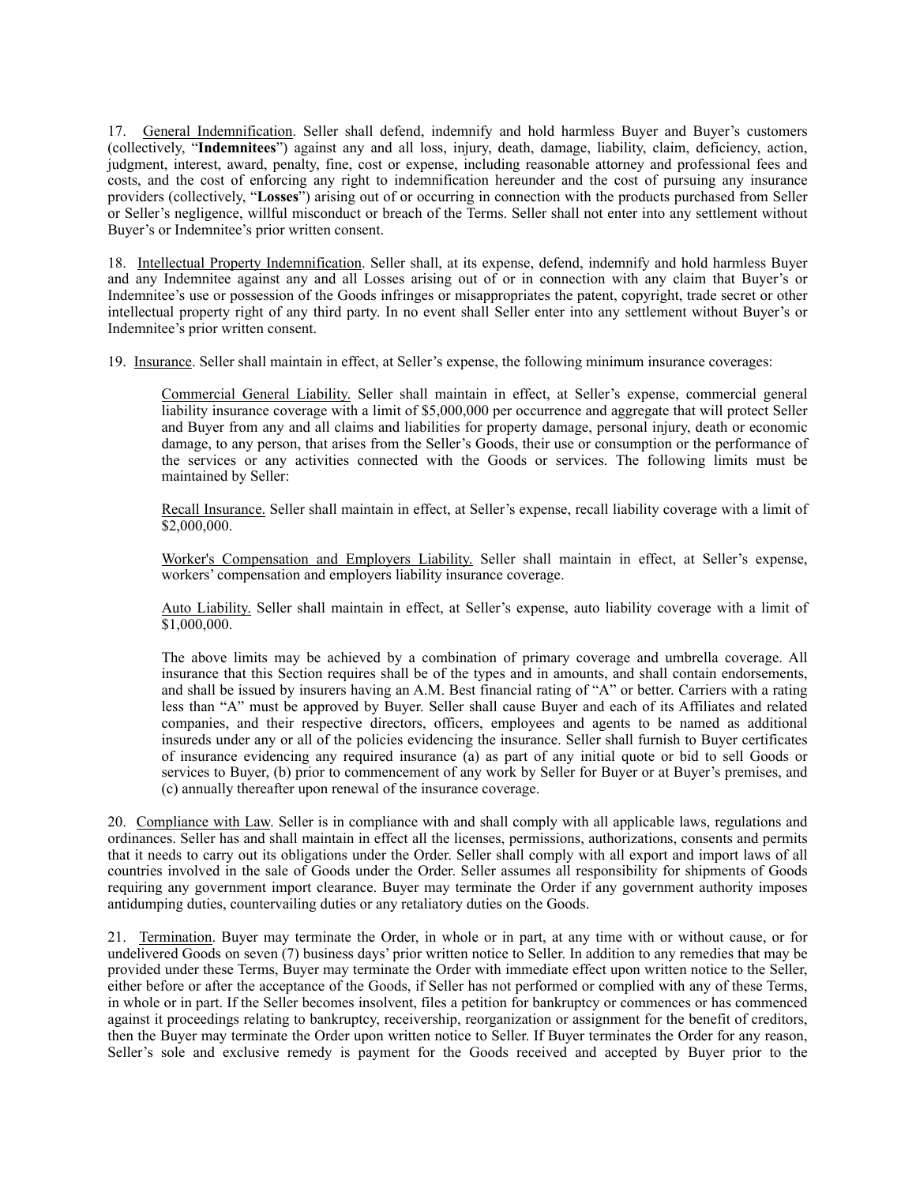17. General Indemnification. Seller shall defend, indemnify and hold harmless Buyer and Buyer's customers (collectively, "**Indemnitees**") against any and all loss, injury, death, damage, liability, claim, deficiency, action, judgment, interest, award, penalty, fine, cost or expense, including reasonable attorney and professional fees and costs, and the cost of enforcing any right to indemnification hereunder and the cost of pursuing any insurance providers (collectively, "**Losses**") arising out of or occurring in connection with the products purchased from Seller or Seller's negligence, willful misconduct or breach of the Terms. Seller shall not enter into any settlement without Buyer's or Indemnitee's prior written consent.

18. Intellectual Property Indemnification. Seller shall, at its expense, defend, indemnify and hold harmless Buyer and any Indemnitee against any and all Losses arising out of or in connection with any claim that Buyer's or Indemnitee's use or possession of the Goods infringes or misappropriates the patent, copyright, trade secret or other intellectual property right of any third party. In no event shall Seller enter into any settlement without Buyer's or Indemnitee's prior written consent.

19. Insurance. Seller shall maintain in effect, at Seller's expense, the following minimum insurance coverages:

> Commercial General Liability. Seller shall maintain in effect, at Seller's expense, commercial general liability insurance coverage with a limit of $5,000,000 per occurrence and aggregate that will protect Seller and Buyer from any and all claims and liabilities for property damage, personal injury, death or economic damage, to any person, that arises from the Seller's Goods, their use or consumption or the performance of the services or any activities connected with the Goods or services. The following limits must be maintained by Seller:
>
> Recall Insurance. Seller shall maintain in effect, at Seller's expense, recall liability coverage with a limit of $2,000,000.
>
> Worker's Compensation and Employers Liability. Seller shall maintain in effect, at Seller's expense, workers' compensation and employers liability insurance coverage.
>
> Auto Liability. Seller shall maintain in effect, at Seller's expense, auto liability coverage with a limit of $1,000,000.
>
> The above limits may be achieved by a combination of primary coverage and umbrella coverage. All insurance that this Section requires shall be of the types and in amounts, and shall contain endorsements, and shall be issued by insurers having an A.M. Best financial rating of "A" or better. Carriers with a rating less than "A" must be approved by Buyer. Seller shall cause Buyer and each of its Affiliates and related companies, and their respective directors, officers, employees and agents to be named as additional insureds under any or all of the policies evidencing the insurance. Seller shall furnish to Buyer certificates of insurance evidencing any required insurance (a) as part of any initial quote or bid to sell Goods or services to Buyer, (b) prior to commencement of any work by Seller for Buyer or at Buyer's premises, and (c) annually thereafter upon renewal of the insurance coverage.

20. Compliance with Law. Seller is in compliance with and shall comply with all applicable laws, regulations and ordinances. Seller has and shall maintain in effect all the licenses, permissions, authorizations, consents and permits that it needs to carry out its obligations under the Order. Seller shall comply with all export and import laws of all countries involved in the sale of Goods under the Order. Seller assumes all responsibility for shipments of Goods requiring any government import clearance. Buyer may terminate the Order if any government authority imposes antidumping duties, countervailing duties or any retaliatory duties on the Goods.

21. Termination. Buyer may terminate the Order, in whole or in part, at any time with or without cause, or for undelivered Goods on seven (7) business days' prior written notice to Seller. In addition to any remedies that may be provided under these Terms, Buyer may terminate the Order with immediate effect upon written notice to the Seller, either before or after the acceptance of the Goods, if Seller has not performed or complied with any of these Terms, in whole or in part. If the Seller becomes insolvent, files a petition for bankruptcy or commences or has commenced against it proceedings relating to bankruptcy, receivership, reorganization or assignment for the benefit of creditors, then the Buyer may terminate the Order upon written notice to Seller. If Buyer terminates the Order for any reason, Seller's sole and exclusive remedy is payment for the Goods received and accepted by Buyer prior to the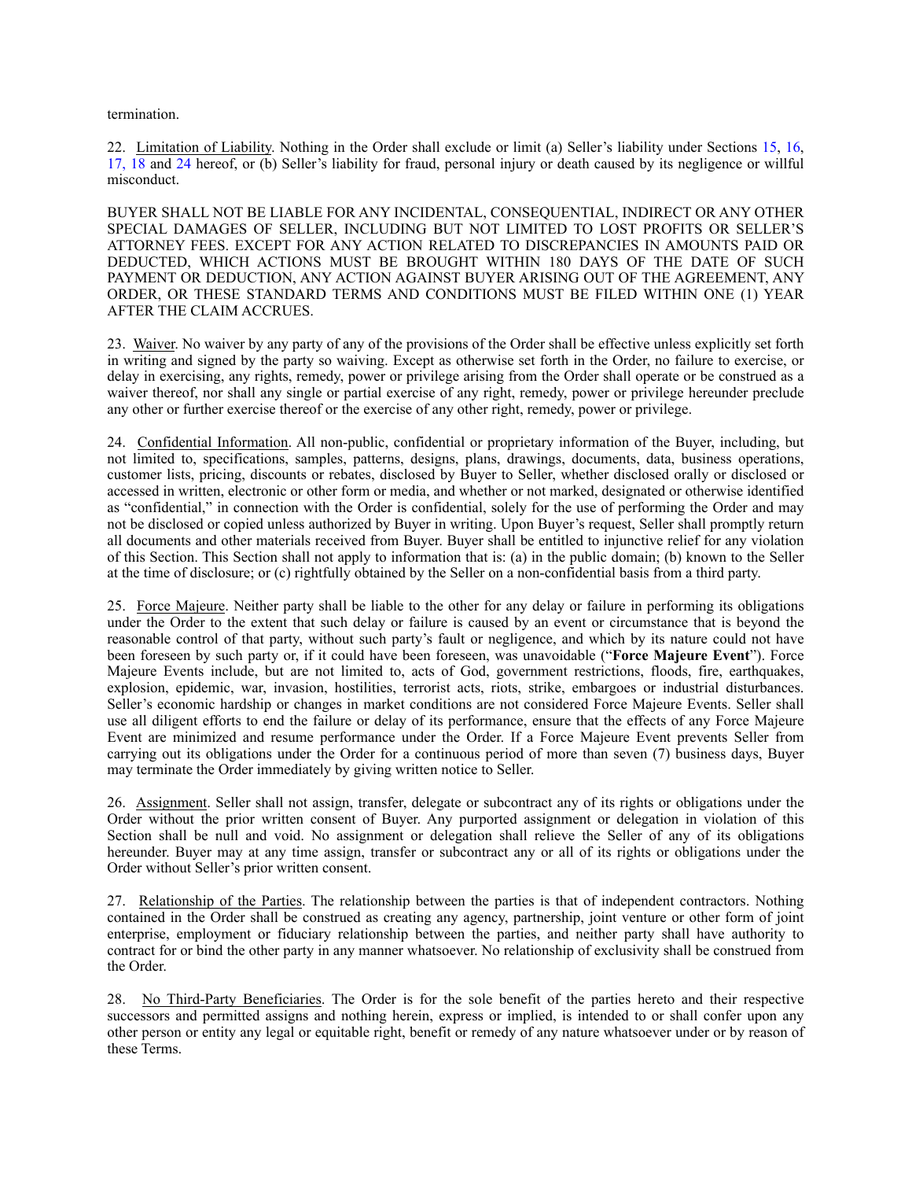termination.

22. Limitation of Liability. Nothing in the Order shall exclude or limit (a) Seller's liability under Sections 15, 16, 17, 18 and 24 hereof, or (b) Seller's liability for fraud, personal injury or death caused by its negligence or willful misconduct.

BUYER SHALL NOT BE LIABLE FOR ANY INCIDENTAL, CONSEQUENTIAL, INDIRECT OR ANY OTHER SPECIAL DAMAGES OF SELLER, INCLUDING BUT NOT LIMITED TO LOST PROFITS OR SELLER'S ATTORNEY FEES. EXCEPT FOR ANY ACTION RELATED TO DISCREPANCIES IN AMOUNTS PAID OR DEDUCTED, WHICH ACTIONS MUST BE BROUGHT WITHIN 180 DAYS OF THE DATE OF SUCH PAYMENT OR DEDUCTION, ANY ACTION AGAINST BUYER ARISING OUT OF THE AGREEMENT, ANY ORDER, OR THESE STANDARD TERMS AND CONDITIONS MUST BE FILED WITHIN ONE (1) YEAR AFTER THE CLAIM ACCRUES.

23. Waiver. No waiver by any party of any of the provisions of the Order shall be effective unless explicitly set forth in writing and signed by the party so waiving. Except as otherwise set forth in the Order, no failure to exercise, or delay in exercising, any rights, remedy, power or privilege arising from the Order shall operate or be construed as a waiver thereof, nor shall any single or partial exercise of any right, remedy, power or privilege hereunder preclude any other or further exercise thereof or the exercise of any other right, remedy, power or privilege.

24. Confidential Information. All non-public, confidential or proprietary information of the Buyer, including, but not limited to, specifications, samples, patterns, designs, plans, drawings, documents, data, business operations, customer lists, pricing, discounts or rebates, disclosed by Buyer to Seller, whether disclosed orally or disclosed or accessed in written, electronic or other form or media, and whether or not marked, designated or otherwise identified as "confidential," in connection with the Order is confidential, solely for the use of performing the Order and may not be disclosed or copied unless authorized by Buyer in writing. Upon Buyer's request, Seller shall promptly return all documents and other materials received from Buyer. Buyer shall be entitled to injunctive relief for any violation of this Section. This Section shall not apply to information that is: (a) in the public domain; (b) known to the Seller at the time of disclosure; or (c) rightfully obtained by the Seller on a non-confidential basis from a third party.

25. Force Majeure. Neither party shall be liable to the other for any delay or failure in performing its obligations under the Order to the extent that such delay or failure is caused by an event or circumstance that is beyond the reasonable control of that party, without such party's fault or negligence, and which by its nature could not have been foreseen by such party or, if it could have been foreseen, was unavoidable ("**Force Majeure Event**"). Force Majeure Events include, but are not limited to, acts of God, government restrictions, floods, fire, earthquakes, explosion, epidemic, war, invasion, hostilities, terrorist acts, riots, strike, embargoes or industrial disturbances. Seller's economic hardship or changes in market conditions are not considered Force Majeure Events. Seller shall use all diligent efforts to end the failure or delay of its performance, ensure that the effects of any Force Majeure Event are minimized and resume performance under the Order. If a Force Majeure Event prevents Seller from carrying out its obligations under the Order for a continuous period of more than seven (7) business days, Buyer may terminate the Order immediately by giving written notice to Seller.

26. Assignment. Seller shall not assign, transfer, delegate or subcontract any of its rights or obligations under the Order without the prior written consent of Buyer. Any purported assignment or delegation in violation of this Section shall be null and void. No assignment or delegation shall relieve the Seller of any of its obligations hereunder. Buyer may at any time assign, transfer or subcontract any or all of its rights or obligations under the Order without Seller's prior written consent.

27. Relationship of the Parties. The relationship between the parties is that of independent contractors. Nothing contained in the Order shall be construed as creating any agency, partnership, joint venture or other form of joint enterprise, employment or fiduciary relationship between the parties, and neither party shall have authority to contract for or bind the other party in any manner whatsoever. No relationship of exclusivity shall be construed from the Order.

28. No Third-Party Beneficiaries. The Order is for the sole benefit of the parties hereto and their respective successors and permitted assigns and nothing herein, express or implied, is intended to or shall confer upon any other person or entity any legal or equitable right, benefit or remedy of any nature whatsoever under or by reason of these Terms.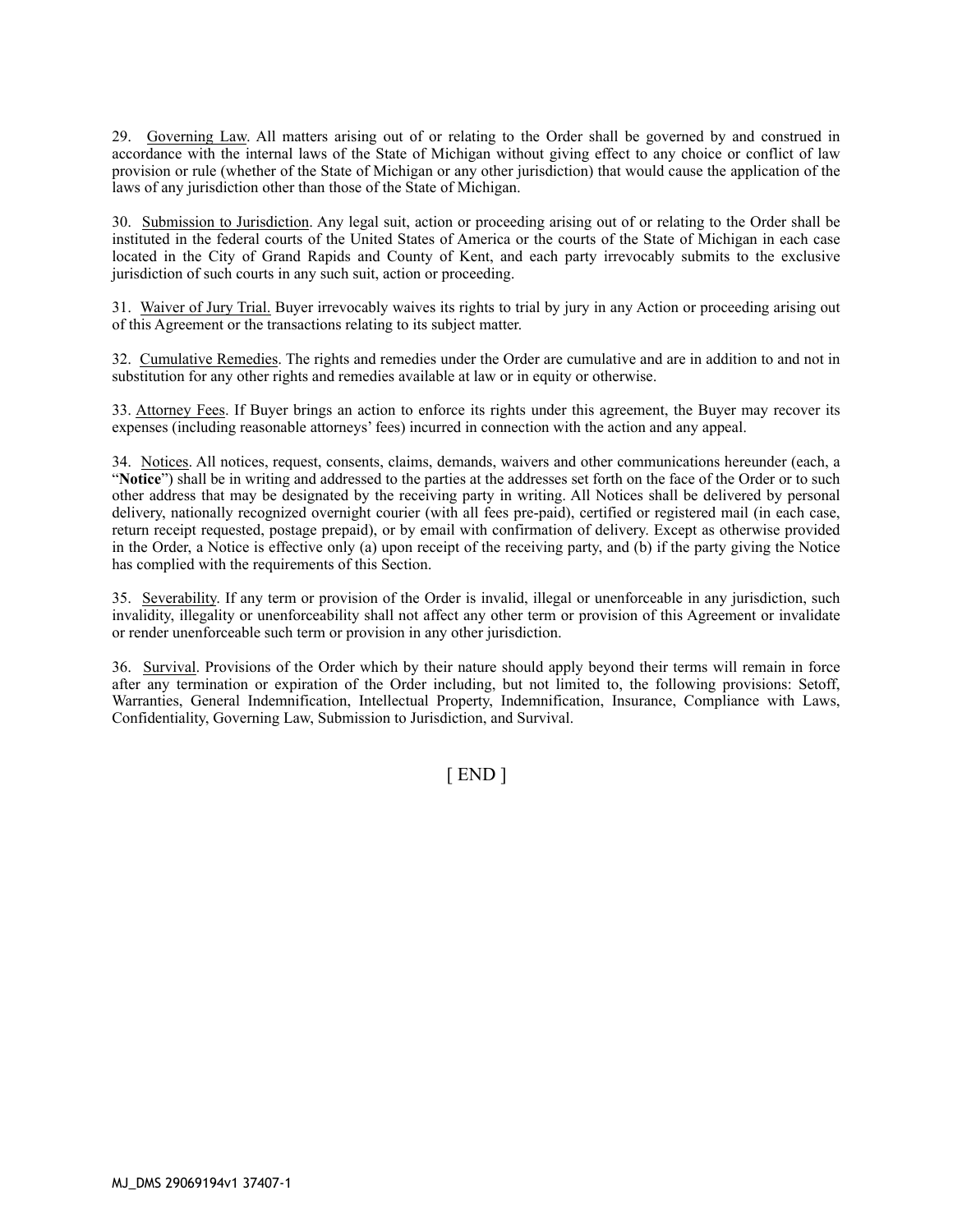29. Governing Law. All matters arising out of or relating to the Order shall be governed by and construed in accordance with the internal laws of the State of Michigan without giving effect to any choice or conflict of law provision or rule (whether of the State of Michigan or any other jurisdiction) that would cause the application of the laws of any jurisdiction other than those of the State of Michigan.

30. Submission to Jurisdiction. Any legal suit, action or proceeding arising out of or relating to the Order shall be instituted in the federal courts of the United States of America or the courts of the State of Michigan in each case located in the City of Grand Rapids and County of Kent, and each party irrevocably submits to the exclusive jurisdiction of such courts in any such suit, action or proceeding.

31. Waiver of Jury Trial. Buyer irrevocably waives its rights to trial by jury in any Action or proceeding arising out of this Agreement or the transactions relating to its subject matter.

32. Cumulative Remedies. The rights and remedies under the Order are cumulative and are in addition to and not in substitution for any other rights and remedies available at law or in equity or otherwise.

33. Attorney Fees. If Buyer brings an action to enforce its rights under this agreement, the Buyer may recover its expenses (including reasonable attorneys' fees) incurred in connection with the action and any appeal.

34. Notices. All notices, request, consents, claims, demands, waivers and other communications hereunder (each, a "**Notice**") shall be in writing and addressed to the parties at the addresses set forth on the face of the Order or to such other address that may be designated by the receiving party in writing. All Notices shall be delivered by personal delivery, nationally recognized overnight courier (with all fees pre-paid), certified or registered mail (in each case, return receipt requested, postage prepaid), or by email with confirmation of delivery. Except as otherwise provided in the Order, a Notice is effective only (a) upon receipt of the receiving party, and (b) if the party giving the Notice has complied with the requirements of this Section.

35. Severability. If any term or provision of the Order is invalid, illegal or unenforceable in any jurisdiction, such invalidity, illegality or unenforceability shall not affect any other term or provision of this Agreement or invalidate or render unenforceable such term or provision in any other jurisdiction.

36. Survival. Provisions of the Order which by their nature should apply beyond their terms will remain in force after any termination or expiration of the Order including, but not limited to, the following provisions: Setoff, Warranties, General Indemnification, Intellectual Property, Indemnification, Insurance, Compliance with Laws, Confidentiality, Governing Law, Submission to Jurisdiction, and Survival.

[ END ]

MJ_DMS 29069194v1 37407-1